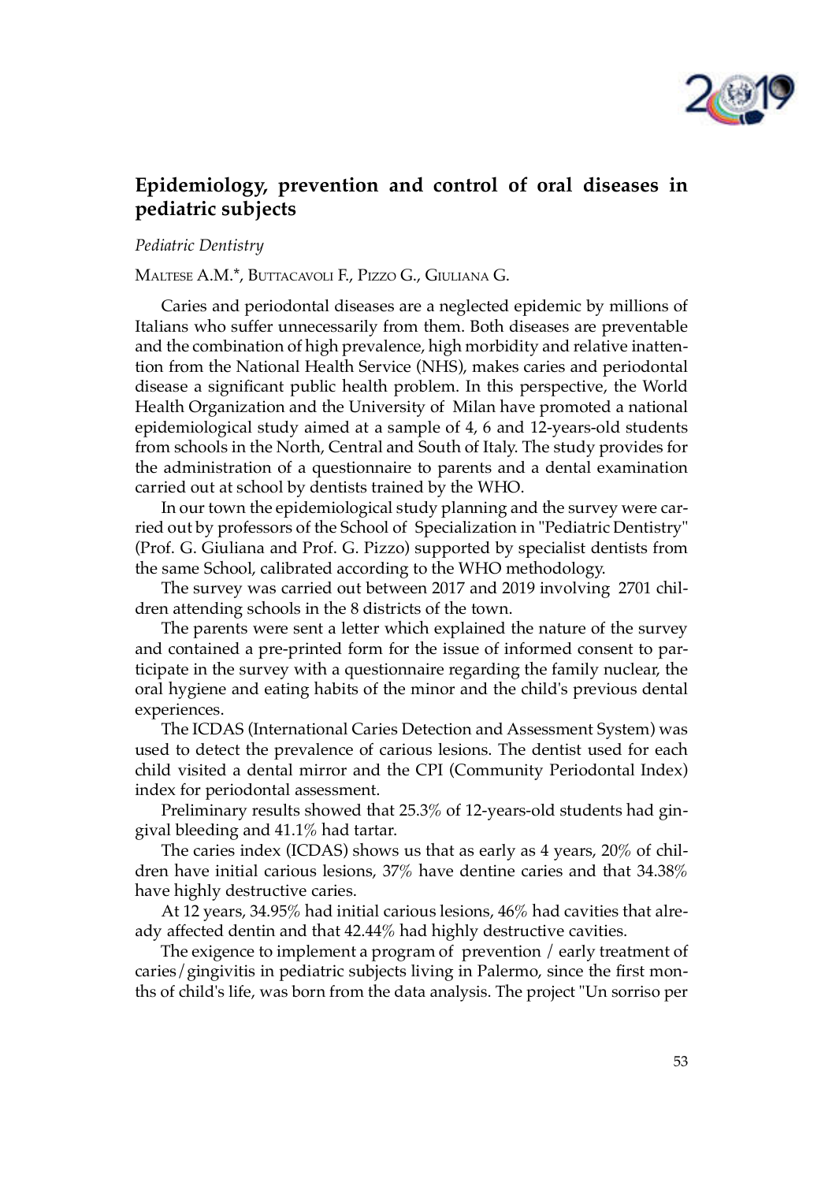## Epidemiology, prevention and control of oral diseases in pediatric subjects

*Pediatric Dentistry*

Maltese A.M.*, Buttacavoli F., Pizzo G., Giuliana G.

Caries and periodontal diseases are a neglected epidemic by millions of Italians who suffer unnecessarily from them. Both diseases are preventable and the combination of high prevalence, high morbidity and relative inattention from the National Health Service (NHS), makes caries and periodontal disease a significant public health problem. In this perspective, the World Health Organization and the University of Milan have promoted a national epidemiological study aimed at a sample of 4, 6 and 12-years-old students from schools in the North, Central and South of Italy. The study provides for the administration of a questionnaire to parents and a dental examination carried out at school by dentists trained by the WHO.

In our town the epidemiological study planning and the survey were carried out by professors of the School of Specialization in "Pediatric Dentistry" (Prof. G. Giuliana and Prof. G. Pizzo) supported by specialist dentists from the same School, calibrated according to the WHO methodology.

The survey was carried out between 2017 and 2019 involving 2701 children attending schools in the 8 districts of the town.

The parents were sent a letter which explained the nature of the survey and contained a pre-printed form for the issue of informed consent to participate in the survey with a questionnaire regarding the family nuclear, the oral hygiene and eating habits of the minor and the child's previous dental experiences.

The ICDAS (International Caries Detection and Assessment System) was used to detect the prevalence of carious lesions. The dentist used for each child visited a dental mirror and the CPI (Community Periodontal Index) index for periodontal assessment.

Preliminary results showed that 25.3% of 12-years-old students had gingival bleeding and 41.1% had tartar.

The caries index (ICDAS) shows us that as early as 4 years, 20% of children have initial carious lesions, 37% have dentine caries and that 34.38% have highly destructive caries.

At 12 years, 34.95% had initial carious lesions, 46% had cavities that already affected dentin and that 42.44% had highly destructive cavities.

The exigence to implement a program of prevention / early treatment of caries/gingivitis in pediatric subjects living in Palermo, since the first months of child's life, was born from the data analysis. The project "Un sorriso per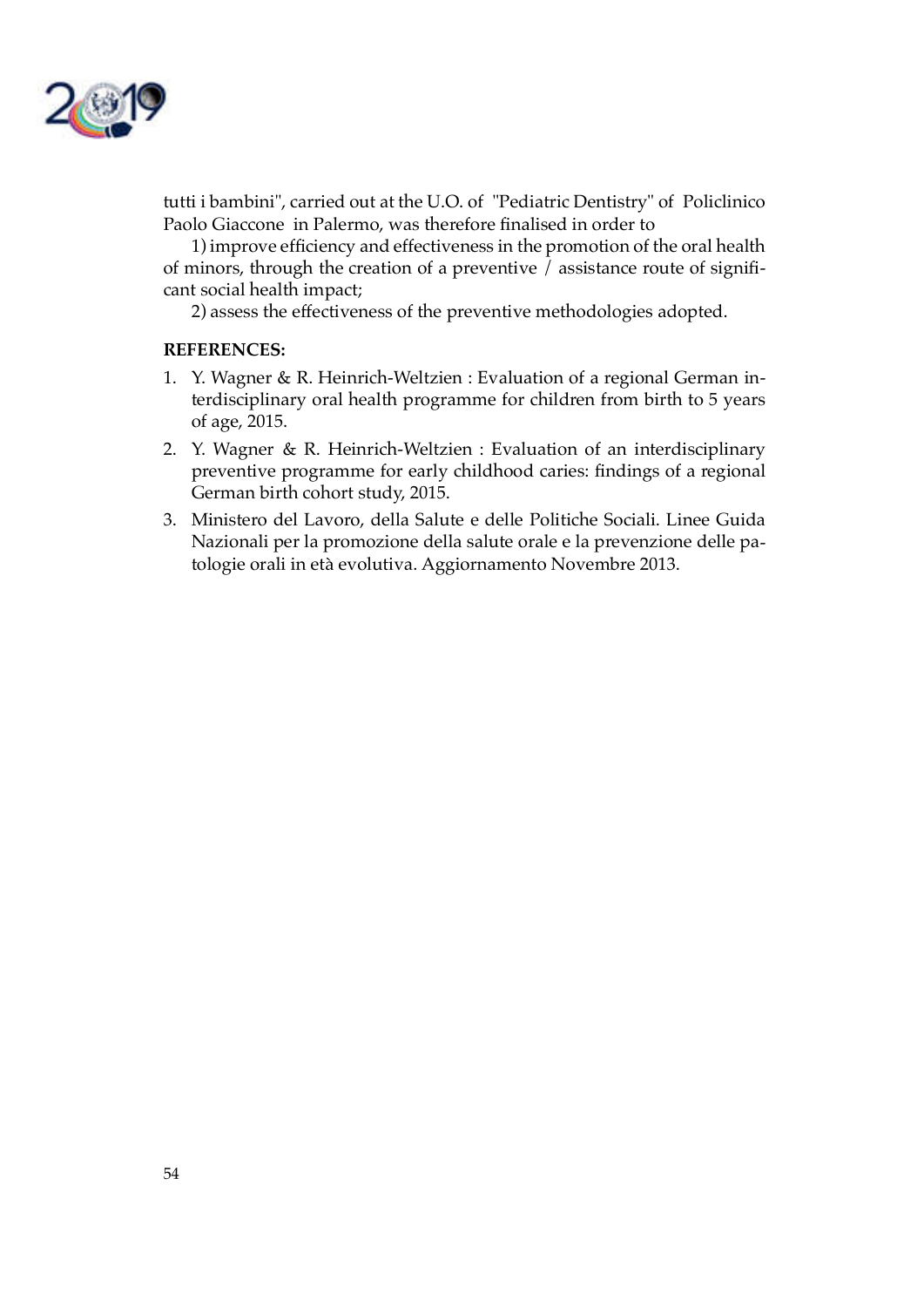tutti i bambini", carried out at the U.O. of "Pediatric Dentistry" of Policlinico Paolo Giaccone in Palermo, was therefore finalised in order to

1) improve efficiency and effectiveness in the promotion of the oral health of minors, through the creation of a preventive / assistance route of significant social health impact;

2) assess the effectiveness of the preventive methodologies adopted.

**REFERENCES:**

1. Y. Wagner & R. Heinrich-Weltzien : Evaluation of a regional German interdisciplinary oral health programme for children from birth to 5 years of age, 2015.
2. Y. Wagner & R. Heinrich-Weltzien : Evaluation of an interdisciplinary preventive programme for early childhood caries: findings of a regional German birth cohort study, 2015.
3. Ministero del Lavoro, della Salute e delle Politiche Sociali. Linee Guida Nazionali per la promozione della salute orale e la prevenzione delle patologie orali in età evolutiva. Aggiornamento Novembre 2013.